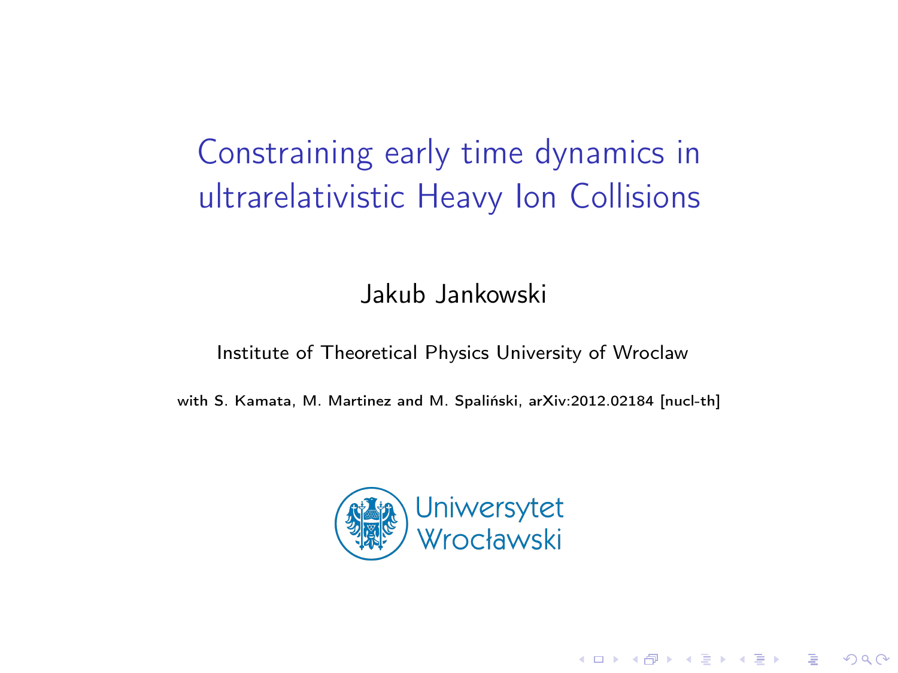# Constraining early time dynamics in ultrarelativistic Heavy Ion Collisions

Jakub Jankowski

Institute of Theoretical Physics University of Wroclaw

with S. Kamata, M. Martinez and M. Spaliński, arXiv:2012.02184 [nucl-th]

Uniwersytet Wrocławski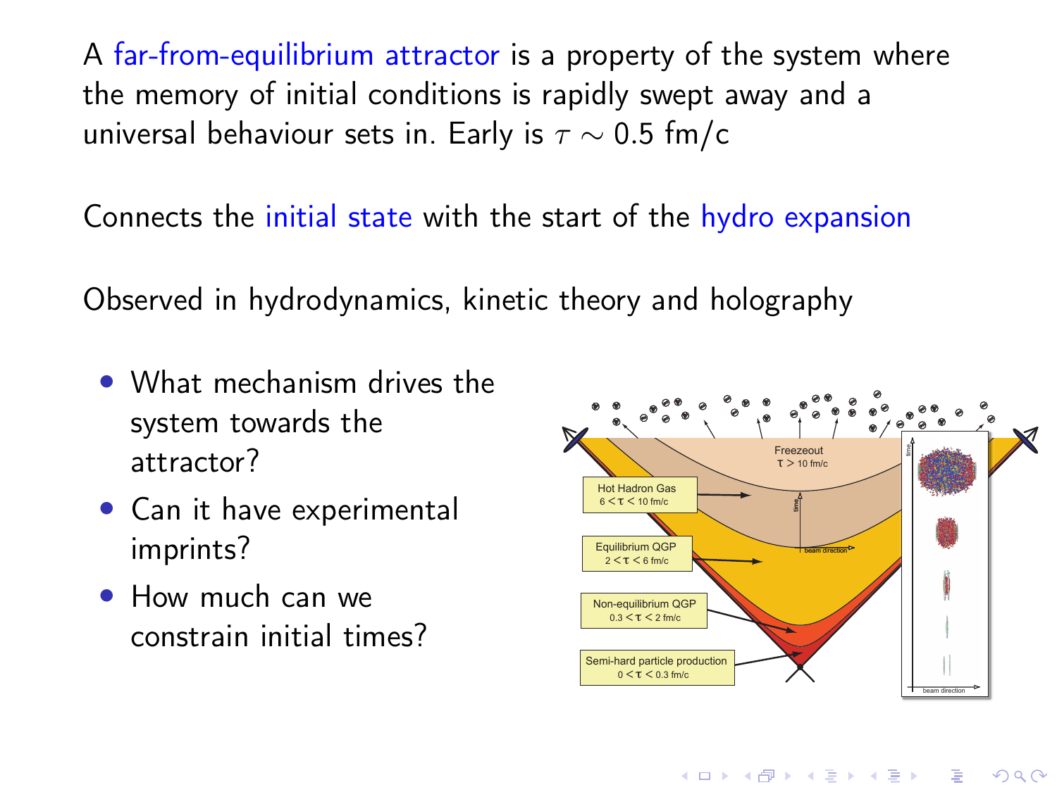A far-from-equilibrium attractor is a property of the system where the memory of initial conditions is rapidly swept away and a universal behaviour sets in. Early is $\tau \sim 0.5$ fm/c

Connects the initial state with the start of the hydro expansion

Observed in hydrodynamics, kinetic theory and holography

- What mechanism drives the system towards the attractor?
- Can it have experimental imprints?
- How much can we constrain initial times?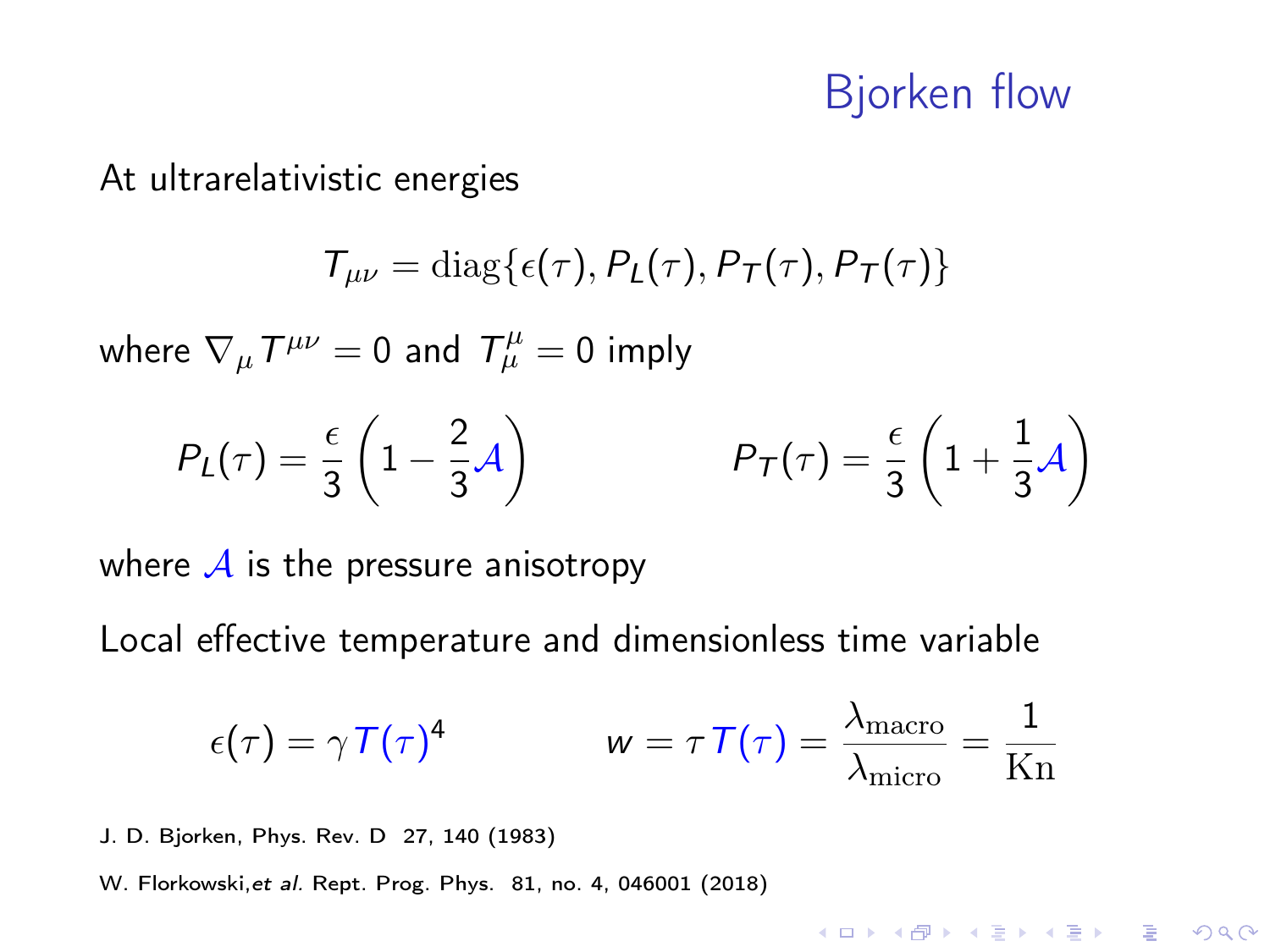# Bjorken flow

At ultrarelativistic energies

$$T_{\mu\nu} = \mathrm{diag}\{\epsilon(\tau), P_L(\tau), P_T(\tau), P_T(\tau)\}$$

where $\nabla_\mu T^{\mu\nu} = 0$ and $T^\mu_\mu = 0$ imply

$$P_L(\tau) = \frac{\epsilon}{3}\left(1 - \frac{2}{3}\mathcal{A}\right) \qquad\qquad P_T(\tau) = \frac{\epsilon}{3}\left(1 + \frac{1}{3}\mathcal{A}\right)$$

where $\mathcal{A}$ is the pressure anisotropy

Local effective temperature and dimensionless time variable

$$\epsilon(\tau) = \gamma\, T(\tau)^4 \qquad\qquad w = \tau\, T(\tau) = \frac{\lambda_{\mathrm{macro}}}{\lambda_{\mathrm{micro}}} = \frac{1}{\mathrm{Kn}}$$

J. D. Bjorken, Phys. Rev. D 27, 140 (1983)

W. Florkowski, *et al.* Rept. Prog. Phys. 81, no. 4, 046001 (2018)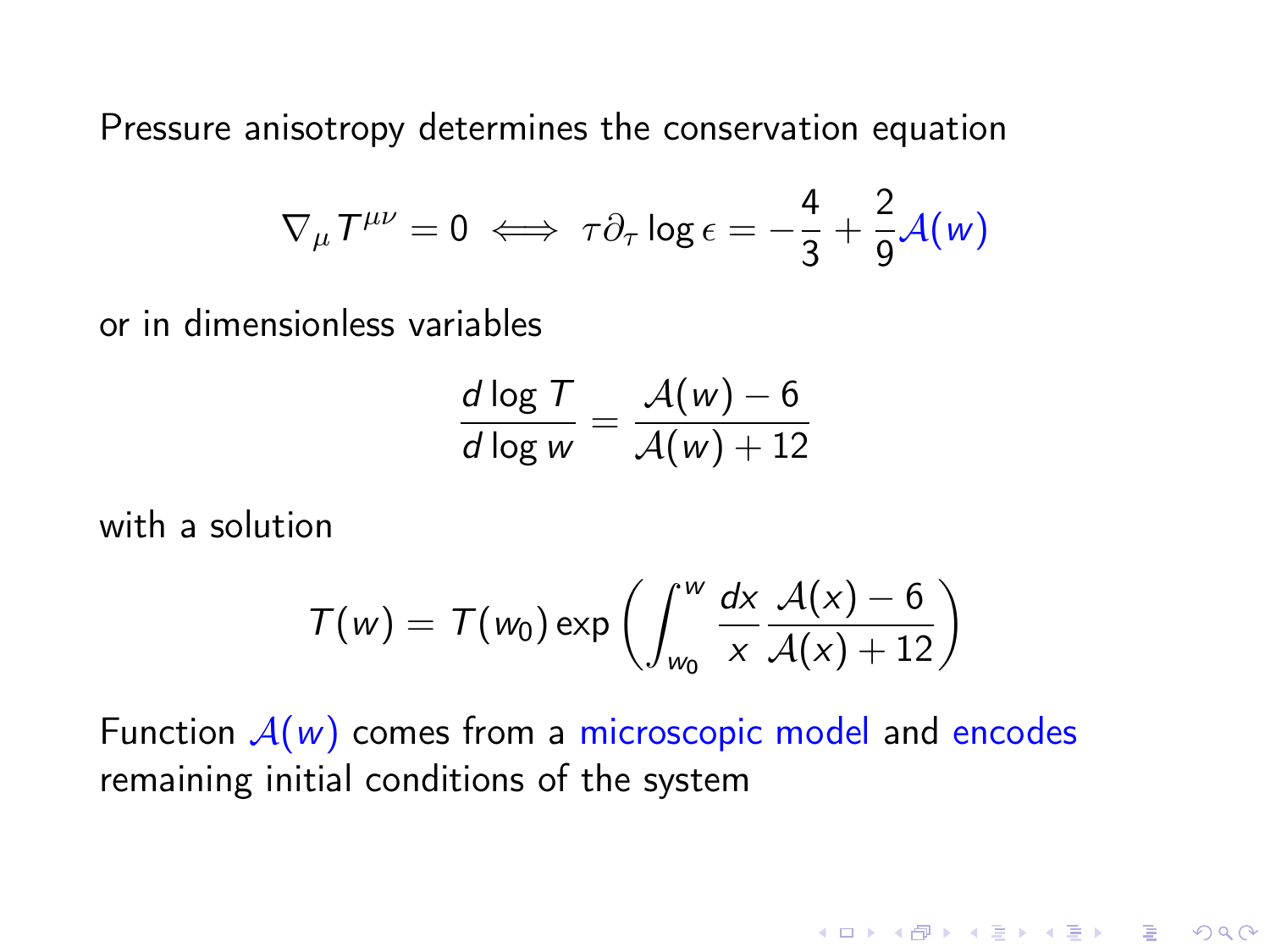Pressure anisotropy determines the conservation equation

$$\nabla_\mu T^{\mu\nu} = 0 \iff \tau\partial_\tau \log\epsilon = -\frac{4}{3} + \frac{2}{9}\mathcal{A}(w)$$

or in dimensionless variables

$$\frac{d\log T}{d\log w} = \frac{\mathcal{A}(w) - 6}{\mathcal{A}(w) + 12}$$

with a solution

$$T(w) = T(w_0)\exp\left(\int_{w_0}^{w} \frac{dx}{x}\frac{\mathcal{A}(x) - 6}{\mathcal{A}(x) + 12}\right)$$

Function $\mathcal{A}(w)$ comes from a microscopic model and encodes remaining initial conditions of the system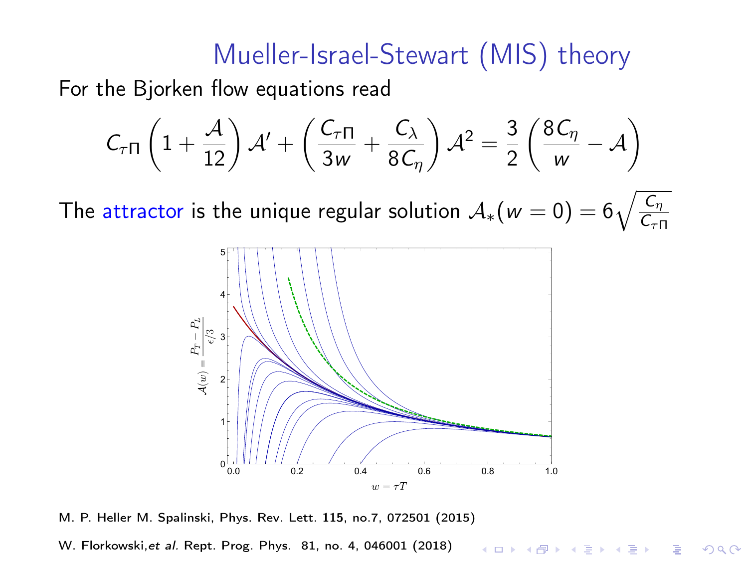# Mueller-Israel-Stewart (MIS) theory

For the Bjorken flow equations read

$$C_{\tau\Pi}\left(1+\frac{\mathcal{A}}{12}\right)\mathcal{A}' + \left(\frac{C_{\tau\Pi}}{3w}+\frac{C_\lambda}{8C_\eta}\right)\mathcal{A}^2 = \frac{3}{2}\left(\frac{8C_\eta}{w}-\mathcal{A}\right)$$

The attractor is the unique regular solution $\mathcal{A}_*(w=0) = 6\sqrt{\frac{C_\eta}{C_{\tau\Pi}}}$

M. P. Heller M. Spalinski, Phys. Rev. Lett. **115**, no.7, 072501 (2015)

W. Florkowski,*et al.* Rept. Prog. Phys. 81, no. 4, 046001 (2018)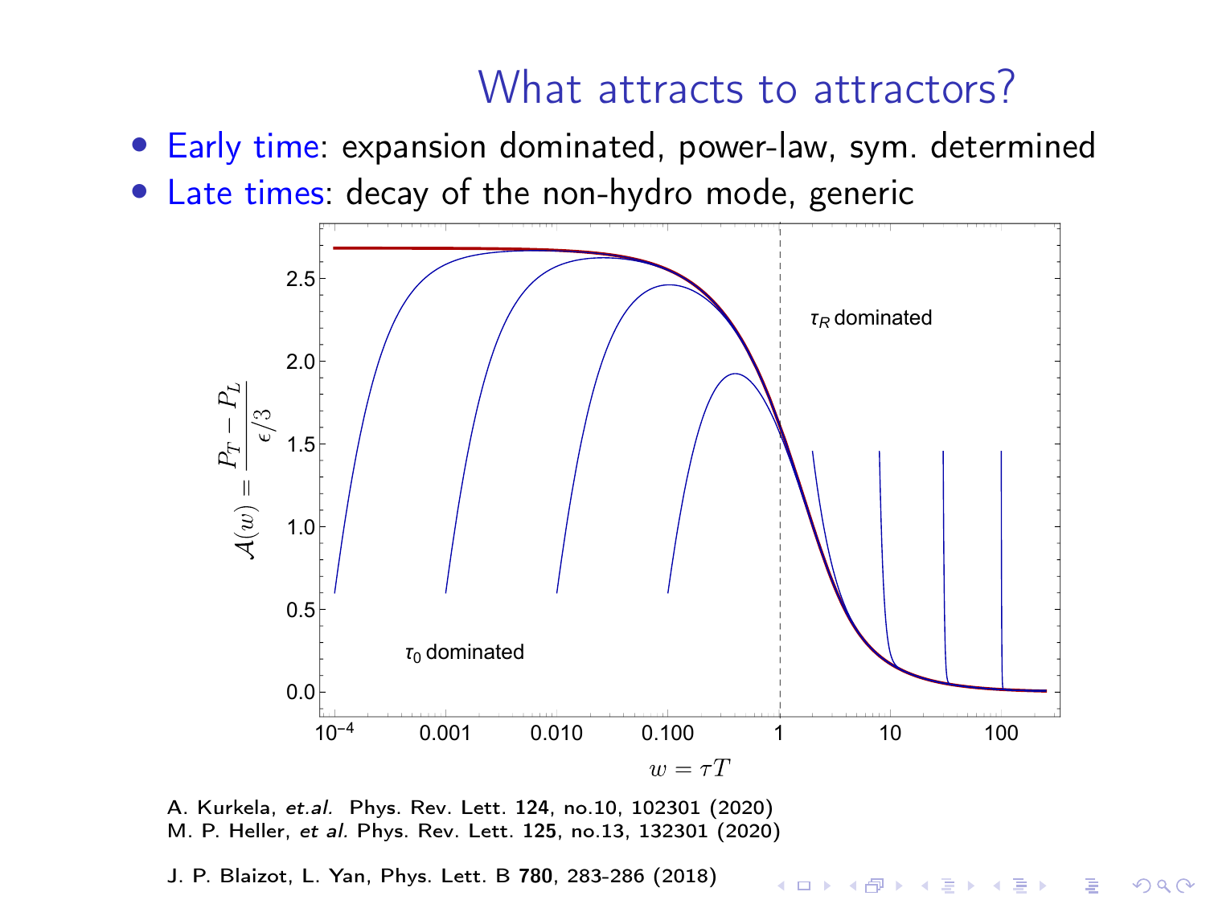# What attracts to attractors?

- Early time: expansion dominated, power-law, sym. determined
- Late times: decay of the non-hydro mode, generic

A. Kurkela, *et.al.* Phys. Rev. Lett. **124**, no.10, 102301 (2020)
M. P. Heller, *et al.* Phys. Rev. Lett. **125**, no.13, 132301 (2020)

J. P. Blaizot, L. Yan, Phys. Lett. B **780**, 283-286 (2018)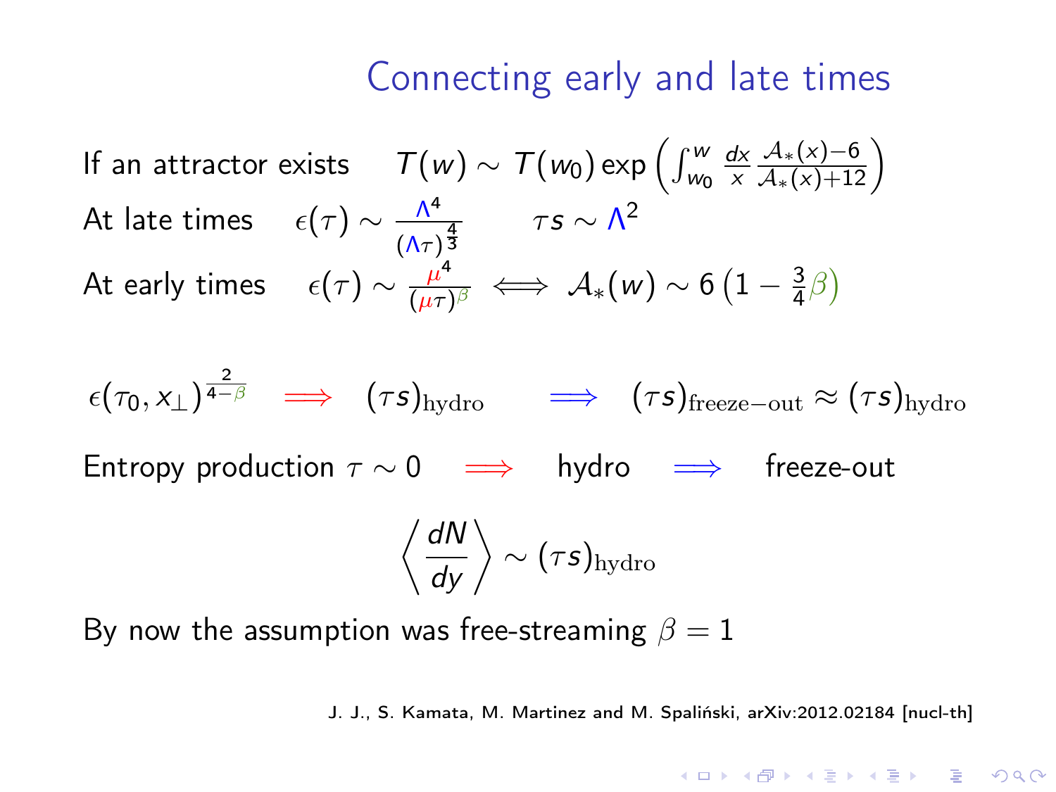# Connecting early and late times

If an attractor exists $\quad T(w) \sim T(w_0) \exp\left( \int_{w_0}^{w} \frac{dx}{x} \frac{\mathcal{A}_*(x) - 6}{\mathcal{A}_*(x) + 12} \right)$

At late times $\quad \epsilon(\tau) \sim \frac{\Lambda^4}{(\Lambda\tau)^{\frac{4}{3}}} \qquad \tau s \sim \Lambda^2$

At early times $\quad \epsilon(\tau) \sim \frac{\mu^4}{(\mu\tau)^{\beta}} \iff \mathcal{A}_*(w) \sim 6\left(1 - \frac{3}{4}\beta\right)$

$$\epsilon(\tau_0, x_\perp)^{\frac{2}{4-\beta}} \implies (\tau s)_{\rm hydro} \implies (\tau s)_{\rm freeze-out} \approx (\tau s)_{\rm hydro}$$

Entropy production $\tau \sim 0 \implies$ hydro $\implies$ freeze-out

$$\left\langle \frac{dN}{dy} \right\rangle \sim (\tau s)_{\rm hydro}$$

By now the assumption was free-streaming $\beta = 1$

J. J., S. Kamata, M. Martinez and M. Spaliński, arXiv:2012.02184 [nucl-th]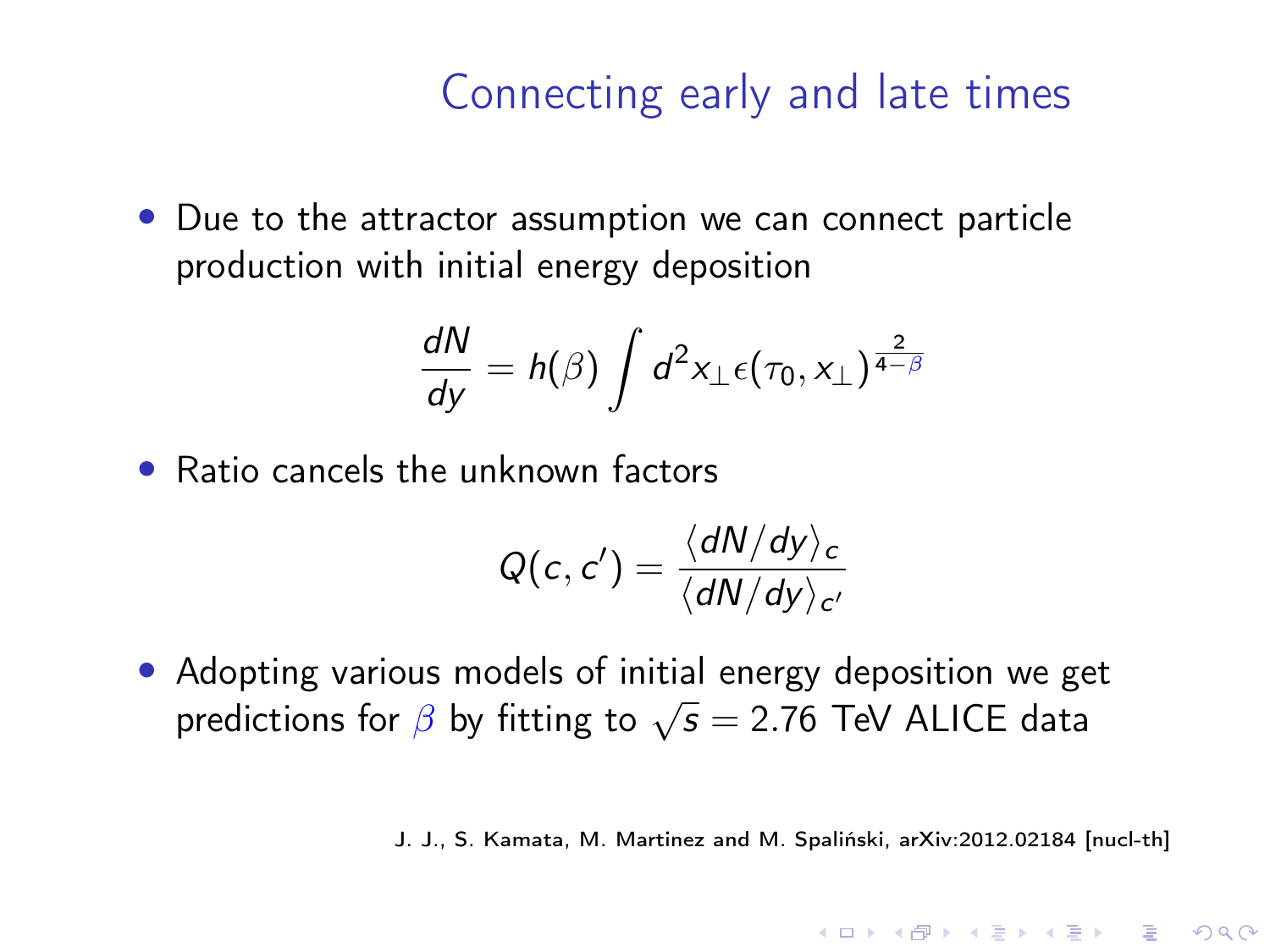# Connecting early and late times

- Due to the attractor assumption we can connect particle production with initial energy deposition

$$\frac{dN}{dy} = h(\beta) \int d^2 x_\perp \epsilon(\tau_0, x_\perp)^{\frac{2}{4-\beta}}$$

- Ratio cancels the unknown factors

$$Q(c, c') = \frac{\langle dN/dy \rangle_c}{\langle dN/dy \rangle_{c'}}$$

- Adopting various models of initial energy deposition we get predictions for $\beta$ by fitting to $\sqrt{s} = 2.76$ TeV ALICE data

J. J., S. Kamata, M. Martinez and M. Spaliński, arXiv:2012.02184 [nucl-th]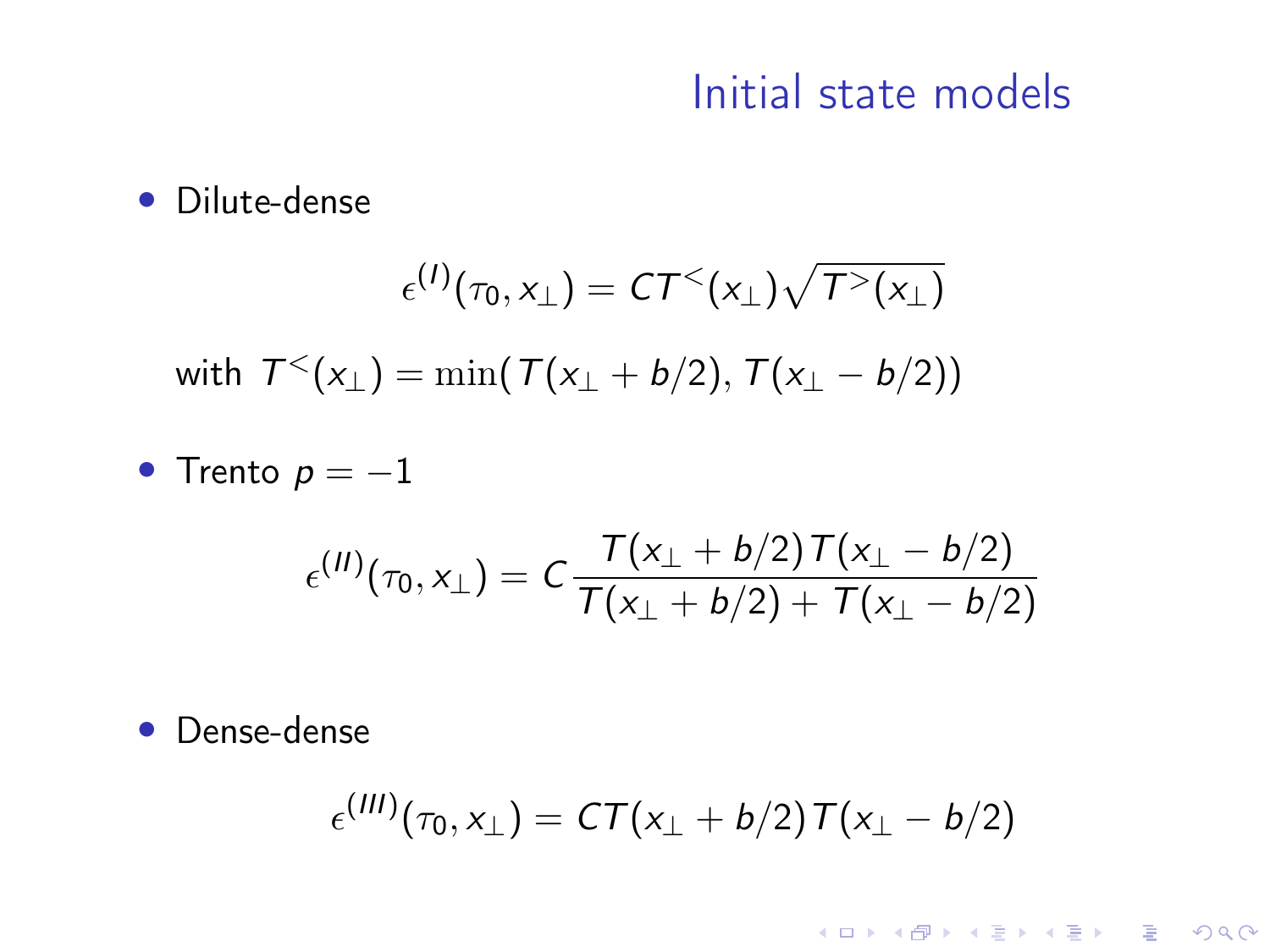# Initial state models

- Dilute-dense

$$\epsilon^{(I)}(\tau_0, x_\perp) = C T^{<}(x_\perp)\sqrt{T^{>}(x_\perp)}$$

with $T^{<}(x_\perp) = \min(T(x_\perp + b/2), T(x_\perp - b/2))$

- Trento $p = -1$

$$\epsilon^{(II)}(\tau_0, x_\perp) = C\,\frac{T(x_\perp + b/2)\,T(x_\perp - b/2)}{T(x_\perp + b/2) + T(x_\perp - b/2)}$$

- Dense-dense

$$\epsilon^{(III)}(\tau_0, x_\perp) = C T(x_\perp + b/2)\,T(x_\perp - b/2)$$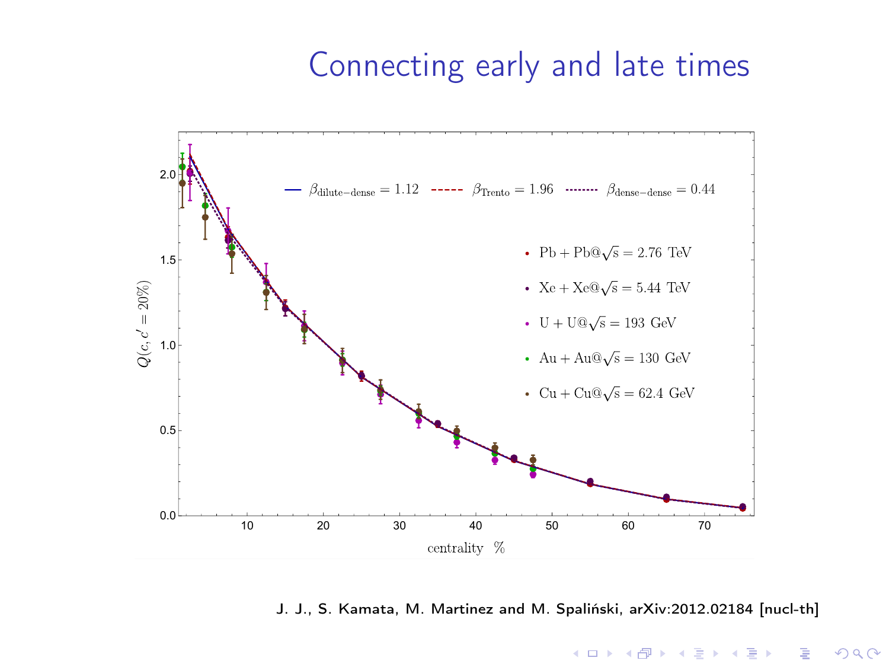# Connecting early and late times

$Q(c, c' = 20\%)$

centrality %

$\beta_{\mathrm{dilute-dense}} = 1.12$ $\beta_{\mathrm{Trento}} = 1.96$ $\beta_{\mathrm{dense-dense}} = 0.44$

- Pb + Pb@$\sqrt{s}$ = 2.76 TeV
- Xe + Xe@$\sqrt{s}$ = 5.44 TeV
- U + U@$\sqrt{s}$ = 193 GeV
- Au + Au@$\sqrt{s}$ = 130 GeV
- Cu + Cu@$\sqrt{s}$ = 62.4 GeV

J. J., S. Kamata, M. Martinez and M. Spaliński, arXiv:2012.02184 [nucl-th]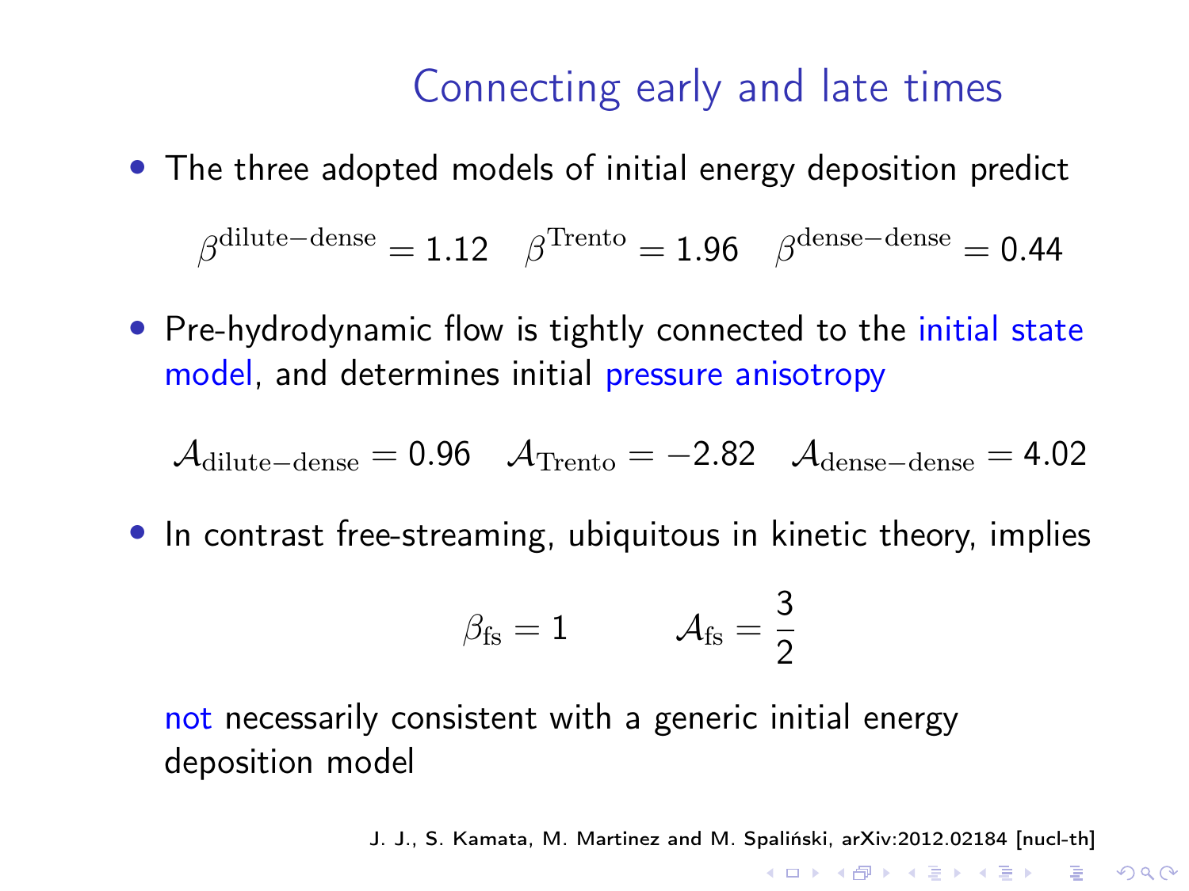# Connecting early and late times

- The three adopted models of initial energy deposition predict

$$\beta^{\text{dilute-dense}} = 1.12 \quad \beta^{\text{Trento}} = 1.96 \quad \beta^{\text{dense-dense}} = 0.44$$

- Pre-hydrodynamic flow is tightly connected to the initial state model, and determines initial pressure anisotropy

$$\mathcal{A}_{\text{dilute-dense}} = 0.96 \quad \mathcal{A}_{\text{Trento}} = -2.82 \quad \mathcal{A}_{\text{dense-dense}} = 4.02$$

- In contrast free-streaming, ubiquitous in kinetic theory, implies

$$\beta_{\text{fs}} = 1 \qquad \mathcal{A}_{\text{fs}} = \frac{3}{2}$$

not necessarily consistent with a generic initial energy deposition model

J. J., S. Kamata, M. Martinez and M. Spaliński, arXiv:2012.02184 [nucl-th]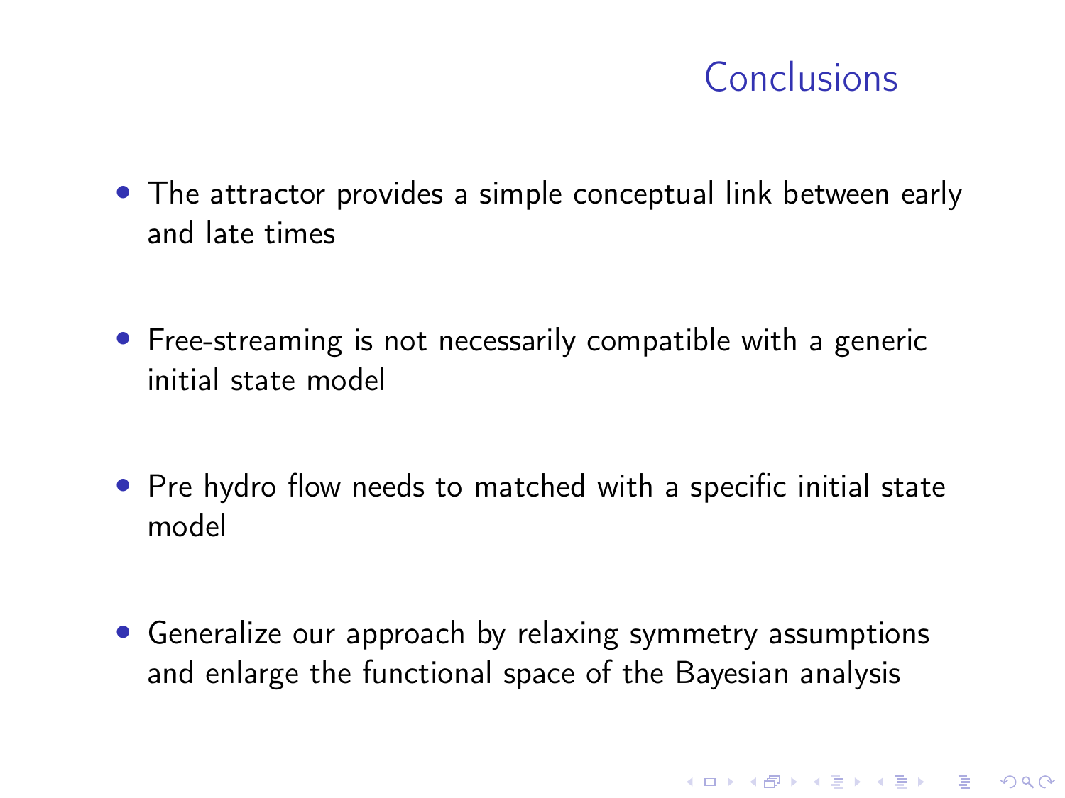# Conclusions

- The attractor provides a simple conceptual link between early and late times
- Free-streaming is not necessarily compatible with a generic initial state model
- Pre hydro flow needs to matched with a specific initial state model
- Generalize our approach by relaxing symmetry assumptions and enlarge the functional space of the Bayesian analysis